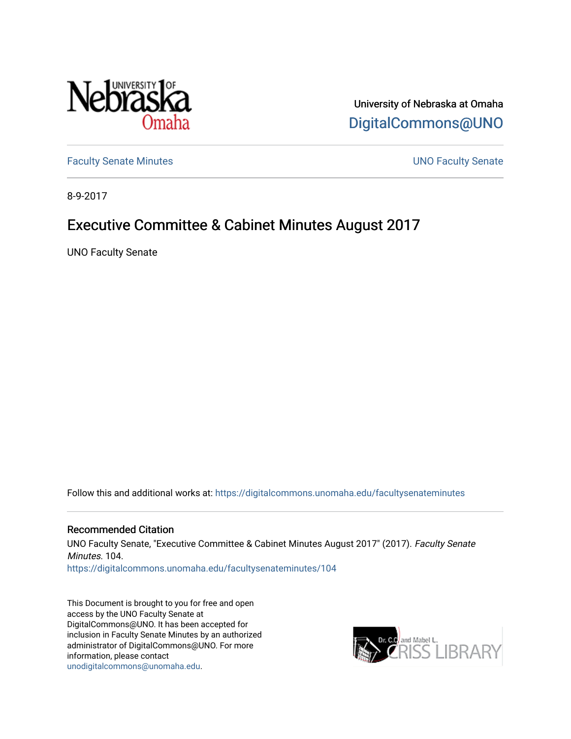University of Nebraska at Omaha

DigitalCommons@UNO

Faculty Senate Minutes

UNO Faculty Senate

8-9-2017

# Executive Committee & Cabinet Minutes August 2017

UNO Faculty Senate

Follow this and additional works at: https://digitalcommons.unomaha.edu/facultysenateminutes

## Recommended Citation

UNO Faculty Senate, "Executive Committee & Cabinet Minutes August 2017" (2017). *Faculty Senate Minutes*. 104.

https://digitalcommons.unomaha.edu/facultysenateminutes/104

This Document is brought to you for free and open access by the UNO Faculty Senate at DigitalCommons@UNO. It has been accepted for inclusion in Faculty Senate Minutes by an authorized administrator of DigitalCommons@UNO. For more information, please contact unodigitalcommons@unomaha.edu.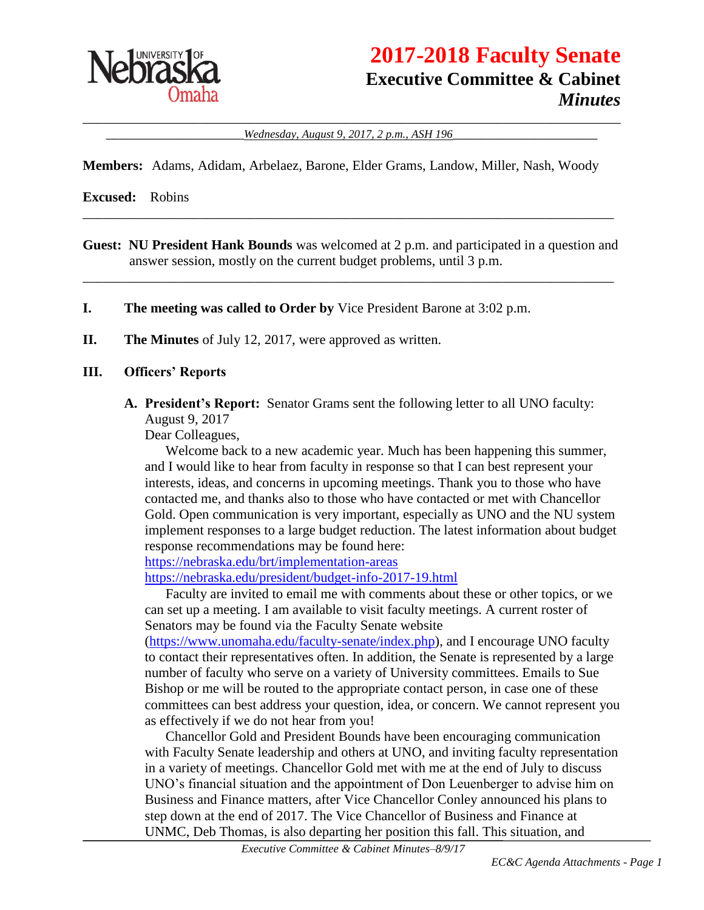![University of Nebraska Omaha]

# 2017-2018 Faculty Senate
## Executive Committee & Cabinet
### *Minutes*

*Wednesday, August 9, 2017, 2 p.m., ASH 196*

**Members:** Adams, Adidam, Arbelaez, Barone, Elder Grams, Landow, Miller, Nash, Woody

**Excused:** Robins

**Guest: NU President Hank Bounds** was welcomed at 2 p.m. and participated in a question and answer session, mostly on the current budget problems, until 3 p.m.

**I. The meeting was called to Order by** Vice President Barone at 3:02 p.m.

**II. The Minutes** of July 12, 2017, were approved as written.

**III. Officers' Reports**

**A. President's Report:** Senator Grams sent the following letter to all UNO faculty:

August 9, 2017

Dear Colleagues,

Welcome back to a new academic year. Much has been happening this summer, and I would like to hear from faculty in response so that I can best represent your interests, ideas, and concerns in upcoming meetings. Thank you to those who have contacted me, and thanks also to those who have contacted or met with Chancellor Gold. Open communication is very important, especially as UNO and the NU system implement responses to a large budget reduction. The latest information about budget response recommendations may be found here:

https://nebraska.edu/brt/implementation-areas

https://nebraska.edu/president/budget-info-2017-19.html

Faculty are invited to email me with comments about these or other topics, or we can set up a meeting. I am available to visit faculty meetings. A current roster of Senators may be found via the Faculty Senate website (https://www.unomaha.edu/faculty-senate/index.php), and I encourage UNO faculty to contact their representatives often. In addition, the Senate is represented by a large number of faculty who serve on a variety of University committees. Emails to Sue Bishop or me will be routed to the appropriate contact person, in case one of these committees can best address your question, idea, or concern. We cannot represent you as effectively if we do not hear from you!

Chancellor Gold and President Bounds have been encouraging communication with Faculty Senate leadership and others at UNO, and inviting faculty representation in a variety of meetings. Chancellor Gold met with me at the end of July to discuss UNO's financial situation and the appointment of Don Leuenberger to advise him on Business and Finance matters, after Vice Chancellor Conley announced his plans to step down at the end of 2017. The Vice Chancellor of Business and Finance at UNMC, Deb Thomas, is also departing her position this fall. This situation, and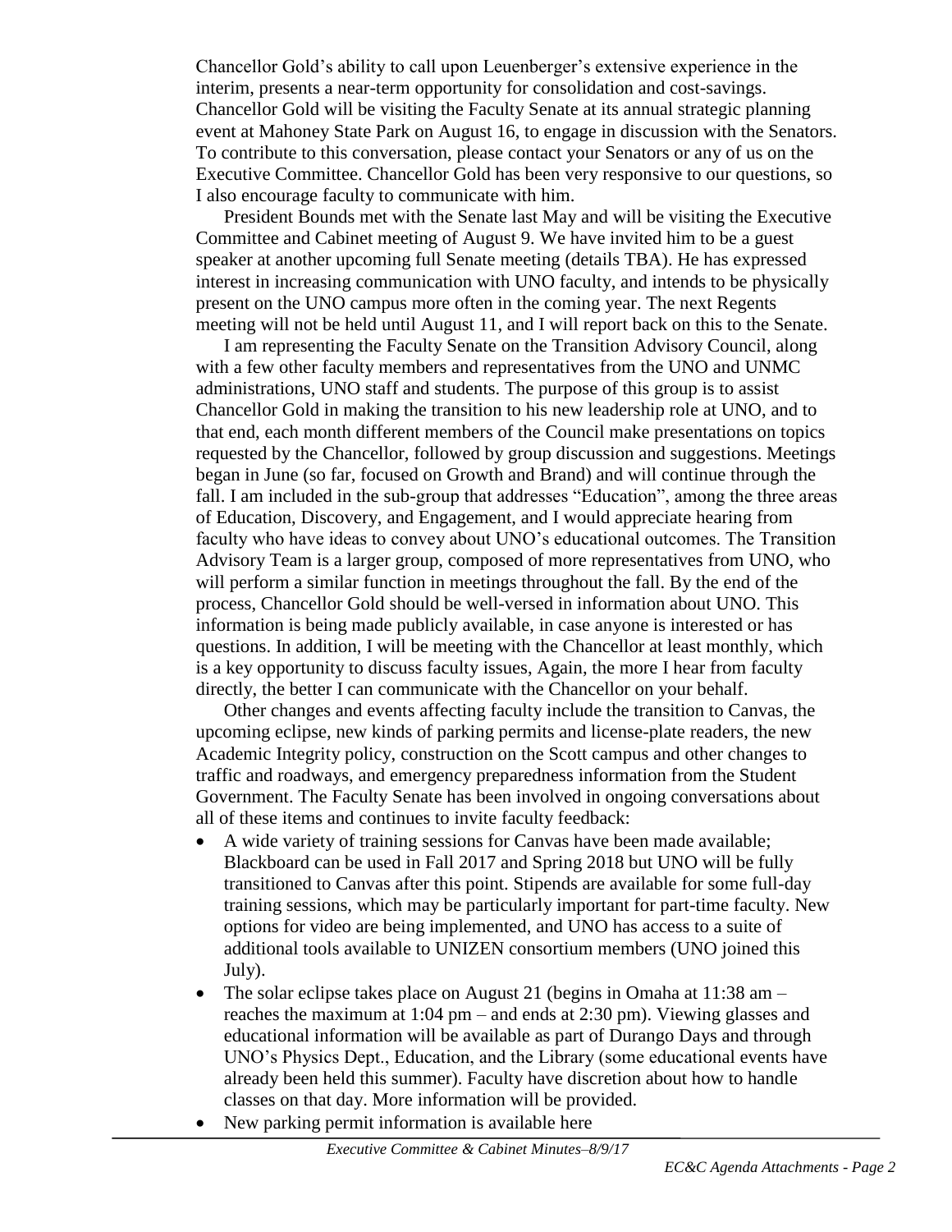Chancellor Gold's ability to call upon Leuenberger's extensive experience in the interim, presents a near-term opportunity for consolidation and cost-savings. Chancellor Gold will be visiting the Faculty Senate at its annual strategic planning event at Mahoney State Park on August 16, to engage in discussion with the Senators. To contribute to this conversation, please contact your Senators or any of us on the Executive Committee. Chancellor Gold has been very responsive to our questions, so I also encourage faculty to communicate with him.

President Bounds met with the Senate last May and will be visiting the Executive Committee and Cabinet meeting of August 9. We have invited him to be a guest speaker at another upcoming full Senate meeting (details TBA). He has expressed interest in increasing communication with UNO faculty, and intends to be physically present on the UNO campus more often in the coming year. The next Regents meeting will not be held until August 11, and I will report back on this to the Senate.

I am representing the Faculty Senate on the Transition Advisory Council, along with a few other faculty members and representatives from the UNO and UNMC administrations, UNO staff and students. The purpose of this group is to assist Chancellor Gold in making the transition to his new leadership role at UNO, and to that end, each month different members of the Council make presentations on topics requested by the Chancellor, followed by group discussion and suggestions. Meetings began in June (so far, focused on Growth and Brand) and will continue through the fall. I am included in the sub-group that addresses "Education", among the three areas of Education, Discovery, and Engagement, and I would appreciate hearing from faculty who have ideas to convey about UNO's educational outcomes. The Transition Advisory Team is a larger group, composed of more representatives from UNO, who will perform a similar function in meetings throughout the fall. By the end of the process, Chancellor Gold should be well-versed in information about UNO. This information is being made publicly available, in case anyone is interested or has questions. In addition, I will be meeting with the Chancellor at least monthly, which is a key opportunity to discuss faculty issues, Again, the more I hear from faculty directly, the better I can communicate with the Chancellor on your behalf.

Other changes and events affecting faculty include the transition to Canvas, the upcoming eclipse, new kinds of parking permits and license-plate readers, the new Academic Integrity policy, construction on the Scott campus and other changes to traffic and roadways, and emergency preparedness information from the Student Government. The Faculty Senate has been involved in ongoing conversations about all of these items and continues to invite faculty feedback:

- A wide variety of training sessions for Canvas have been made available; Blackboard can be used in Fall 2017 and Spring 2018 but UNO will be fully transitioned to Canvas after this point. Stipends are available for some full-day training sessions, which may be particularly important for part-time faculty. New options for video are being implemented, and UNO has access to a suite of additional tools available to UNIZEN consortium members (UNO joined this July).
- The solar eclipse takes place on August 21 (begins in Omaha at 11:38 am – reaches the maximum at 1:04 pm – and ends at 2:30 pm). Viewing glasses and educational information will be available as part of Durango Days and through UNO's Physics Dept., Education, and the Library (some educational events have already been held this summer). Faculty have discretion about how to handle classes on that day. More information will be provided.
- New parking permit information is available here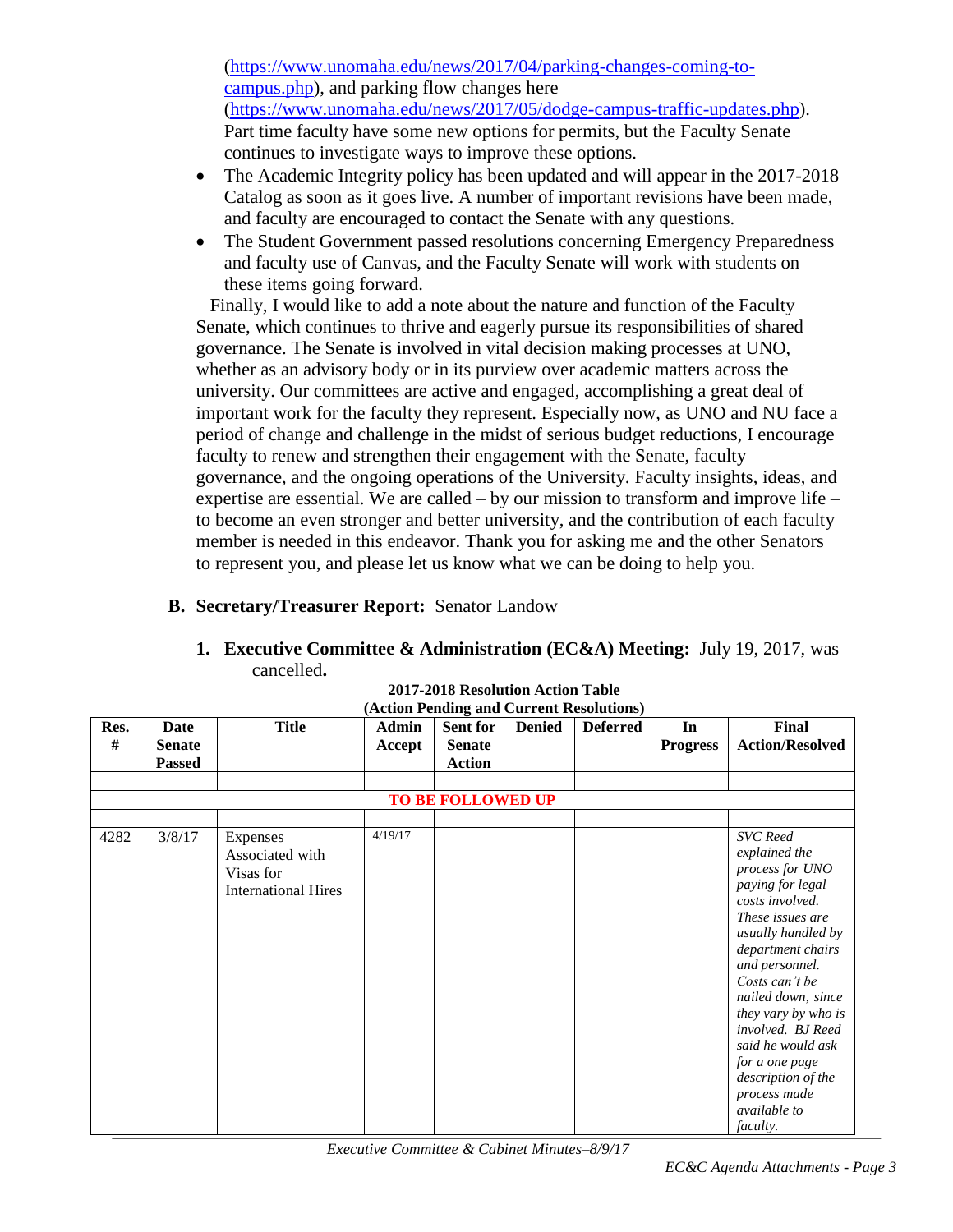([https://www.unomaha.edu/news/2017/04/parking-changes-coming-to-campus.php](https://www.unomaha.edu/news/2017/04/parking-changes-coming-to-campus.php)), and parking flow changes here ([https://www.unomaha.edu/news/2017/05/dodge-campus-traffic-updates.php](https://www.unomaha.edu/news/2017/05/dodge-campus-traffic-updates.php)). Part time faculty have some new options for permits, but the Faculty Senate continues to investigate ways to improve these options.

- The Academic Integrity policy has been updated and will appear in the 2017-2018 Catalog as soon as it goes live. A number of important revisions have been made, and faculty are encouraged to contact the Senate with any questions.
- The Student Government passed resolutions concerning Emergency Preparedness and faculty use of Canvas, and the Faculty Senate will work with students on these items going forward.

Finally, I would like to add a note about the nature and function of the Faculty Senate, which continues to thrive and eagerly pursue its responsibilities of shared governance. The Senate is involved in vital decision making processes at UNO, whether as an advisory body or in its purview over academic matters across the university. Our committees are active and engaged, accomplishing a great deal of important work for the faculty they represent. Especially now, as UNO and NU face a period of change and challenge in the midst of serious budget reductions, I encourage faculty to renew and strengthen their engagement with the Senate, faculty governance, and the ongoing operations of the University. Faculty insights, ideas, and expertise are essential. We are called – by our mission to transform and improve life – to become an even stronger and better university, and the contribution of each faculty member is needed in this endeavor. Thank you for asking me and the other Senators to represent you, and please let us know what we can be doing to help you.

**B. Secretary/Treasurer Report:** Senator Landow

1. **Executive Committee & Administration (EC&A) Meeting:** July 19, 2017, was cancelled**.**

**2017-2018 Resolution Action Table**
**(Action Pending and Current Resolutions)**

| Res. # | Date Senate Passed | Title | Admin Accept | Sent for Senate Action | Denied | Deferred | In Progress | Final Action/Resolved |
|---|---|---|---|---|---|---|---|---|
| | | | | | | | | |
| | | | | **TO BE FOLLOWED UP** | | | | |
| | | | | | | | | |
| 4282 | 3/8/17 | Expenses Associated with Visas for International Hires | 4/19/17 | | | | | *SVC Reed explained the process for UNO paying for legal costs involved. These issues are usually handled by department chairs and personnel. Costs can't be nailed down, since they vary by who is involved. BJ Reed said he would ask for a one page description of the process made available to faculty.* |

*Executive Committee & Cabinet Minutes–8/9/17*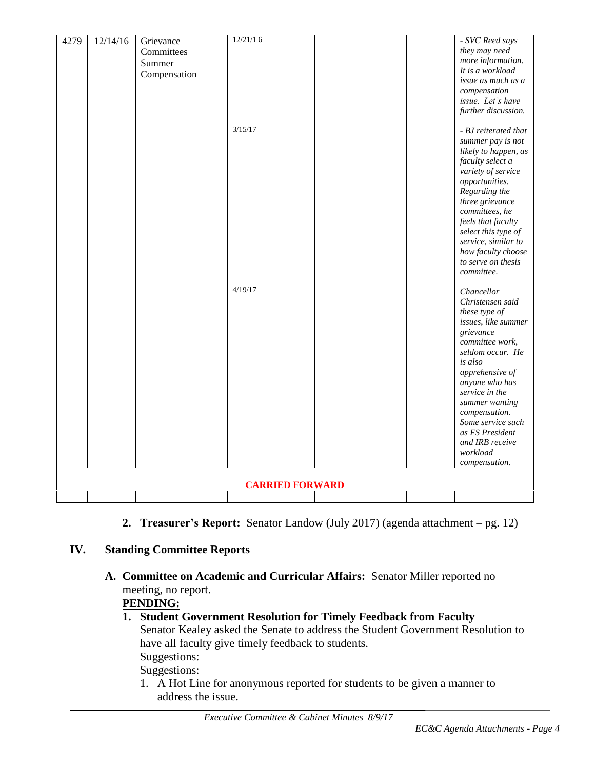| | | | | | | | | |
|---|---|---|---|---|---|---|---|---|
| 4279 | 12/14/16 | Grievance Committees Summer Compensation | 12/21/16 | | | | | *- SVC Reed says they may need more information. It is a workload issue as much as a compensation issue. Let's have further discussion.* |
| | | | 3/15/17 | | | | | *- BJ reiterated that summer pay is not likely to happen, as faculty select a variety of service opportunities. Regarding the three grievance committees, he feels that faculty select this type of service, similar to how faculty choose to serve on thesis committee.* |
| | | | 4/19/17 | | | | | *Chancellor Christensen said these type of issues, like summer grievance committee work, seldom occur. He is also apprehensive of anyone who has service in the summer wanting compensation. Some service such as FS President and IRB receive workload compensation.* |
| **CARRIED FORWARD** | | | | | | | | |
| | | | | | | | | |

2. **Treasurer's Report:** Senator Landow (July 2017) (agenda attachment – pg. 12)

## IV. Standing Committee Reports

### A. Committee on Academic and Curricular Affairs: 
Senator Miller reported no meeting, no report.

**PENDING:**

1. **Student Government Resolution for Timely Feedback from Faculty**
   Senator Kealey asked the Senate to address the Student Government Resolution to have all faculty give timely feedback to students.
   Suggestions:
   Suggestions:
   1. A Hot Line for anonymous reported for students to be given a manner to address the issue.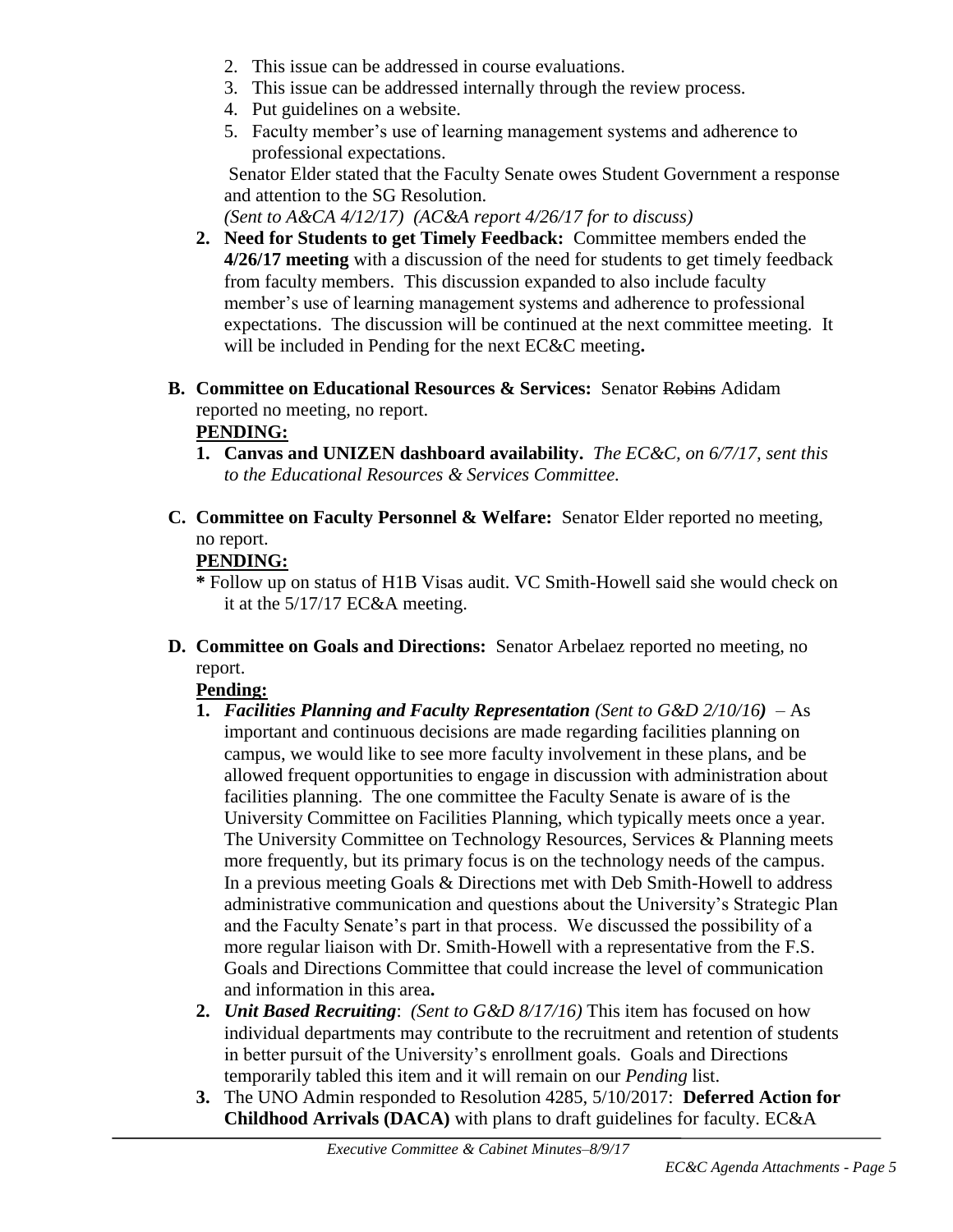2. This issue can be addressed in course evaluations.
3. This issue can be addressed internally through the review process.
4. Put guidelines on a website.
5. Faculty member's use of learning management systems and adherence to professional expectations.

Senator Elder stated that the Faculty Senate owes Student Government a response and attention to the SG Resolution.
*(Sent to A&CA 4/12/17) (AC&A report 4/26/17 for to discuss)*

2. **Need for Students to get Timely Feedback:** Committee members ended the **4/26/17 meeting** with a discussion of the need for students to get timely feedback from faculty members. This discussion expanded to also include faculty member's use of learning management systems and adherence to professional expectations. The discussion will be continued at the next committee meeting. It will be included in Pending for the next EC&C meeting**.**

**B. Committee on Educational Resources & Services:** Senator ~~Robins~~ Adidam reported no meeting, no report.

**PENDING:**

1. **Canvas and UNIZEN dashboard availability.** *The EC&C, on 6/7/17, sent this to the Educational Resources & Services Committee.*

**C. Committee on Faculty Personnel & Welfare:** Senator Elder reported no meeting, no report.

**PENDING:**

**\*** Follow up on status of H1B Visas audit. VC Smith-Howell said she would check on it at the 5/17/17 EC&A meeting.

**D. Committee on Goals and Directions:** Senator Arbelaez reported no meeting, no report.

**Pending:**

1. ***Facilities Planning and Faculty Representation*** *(Sent to G&D 2/10/16****)*** – As important and continuous decisions are made regarding facilities planning on campus, we would like to see more faculty involvement in these plans, and be allowed frequent opportunities to engage in discussion with administration about facilities planning. The one committee the Faculty Senate is aware of is the University Committee on Facilities Planning, which typically meets once a year. The University Committee on Technology Resources, Services & Planning meets more frequently, but its primary focus is on the technology needs of the campus. In a previous meeting Goals & Directions met with Deb Smith-Howell to address administrative communication and questions about the University's Strategic Plan and the Faculty Senate's part in that process. We discussed the possibility of a more regular liaison with Dr. Smith-Howell with a representative from the F.S. Goals and Directions Committee that could increase the level of communication and information in this area**.**
2. ***Unit Based Recruiting***: *(Sent to G&D 8/17/16)* This item has focused on how individual departments may contribute to the recruitment and retention of students in better pursuit of the University's enrollment goals. Goals and Directions temporarily tabled this item and it will remain on our *Pending* list.
3. The UNO Admin responded to Resolution 4285, 5/10/2017: **Deferred Action for Childhood Arrivals (DACA)** with plans to draft guidelines for faculty. EC&A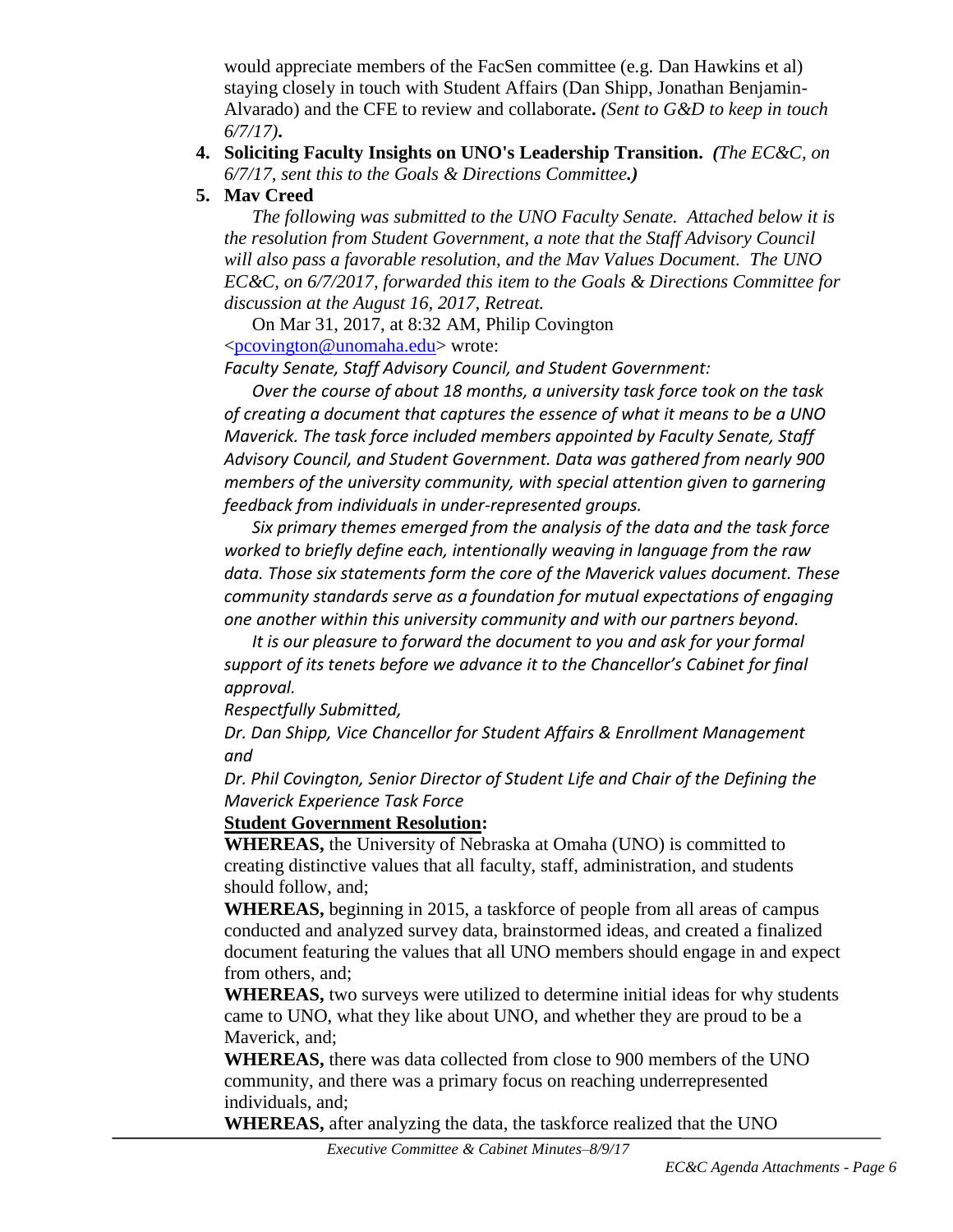would appreciate members of the FacSen committee (e.g. Dan Hawkins et al) staying closely in touch with Student Affairs (Dan Shipp, Jonathan Benjamin-Alvarado) and the CFE to review and collaborate**.** *(Sent to G&D to keep in touch 6/7/17)***.**

4. **Soliciting Faculty Insights on UNO's Leadership Transition.** ***(****The EC&C, on 6/7/17, sent this to the Goals & Directions Committee****.)***
5. **Mav Creed**

   *The following was submitted to the UNO Faculty Senate. Attached below it is the resolution from Student Government, a note that the Staff Advisory Council will also pass a favorable resolution, and the Mav Values Document. The UNO EC&C, on 6/7/2017, forwarded this item to the Goals & Directions Committee for discussion at the August 16, 2017, Retreat.*

   On Mar 31, 2017, at 8:32 AM, Philip Covington <pcovington@unomaha.edu> wrote:

   *Faculty Senate, Staff Advisory Council, and Student Government:*

   *Over the course of about 18 months, a university task force took on the task of creating a document that captures the essence of what it means to be a UNO Maverick. The task force included members appointed by Faculty Senate, Staff Advisory Council, and Student Government. Data was gathered from nearly 900 members of the university community, with special attention given to garnering feedback from individuals in under-represented groups.*

   *Six primary themes emerged from the analysis of the data and the task force worked to briefly define each, intentionally weaving in language from the raw data. Those six statements form the core of the Maverick values document. These community standards serve as a foundation for mutual expectations of engaging one another within this university community and with our partners beyond.*

   *It is our pleasure to forward the document to you and ask for your formal support of its tenets before we advance it to the Chancellor's Cabinet for final approval.*

   *Respectfully Submitted,*

   *Dr. Dan Shipp, Vice Chancellor for Student Affairs & Enrollment Management and*

   *Dr. Phil Covington, Senior Director of Student Life and Chair of the Defining the Maverick Experience Task Force*

   **Student Government Resolution:**

   **WHEREAS,** the University of Nebraska at Omaha (UNO) is committed to creating distinctive values that all faculty, staff, administration, and students should follow, and;

   **WHEREAS,** beginning in 2015, a taskforce of people from all areas of campus conducted and analyzed survey data, brainstormed ideas, and created a finalized document featuring the values that all UNO members should engage in and expect from others, and;

   **WHEREAS,** two surveys were utilized to determine initial ideas for why students came to UNO, what they like about UNO, and whether they are proud to be a Maverick, and;

   **WHEREAS,** there was data collected from close to 900 members of the UNO community, and there was a primary focus on reaching underrepresented individuals, and;

   **WHEREAS,** after analyzing the data, the taskforce realized that the UNO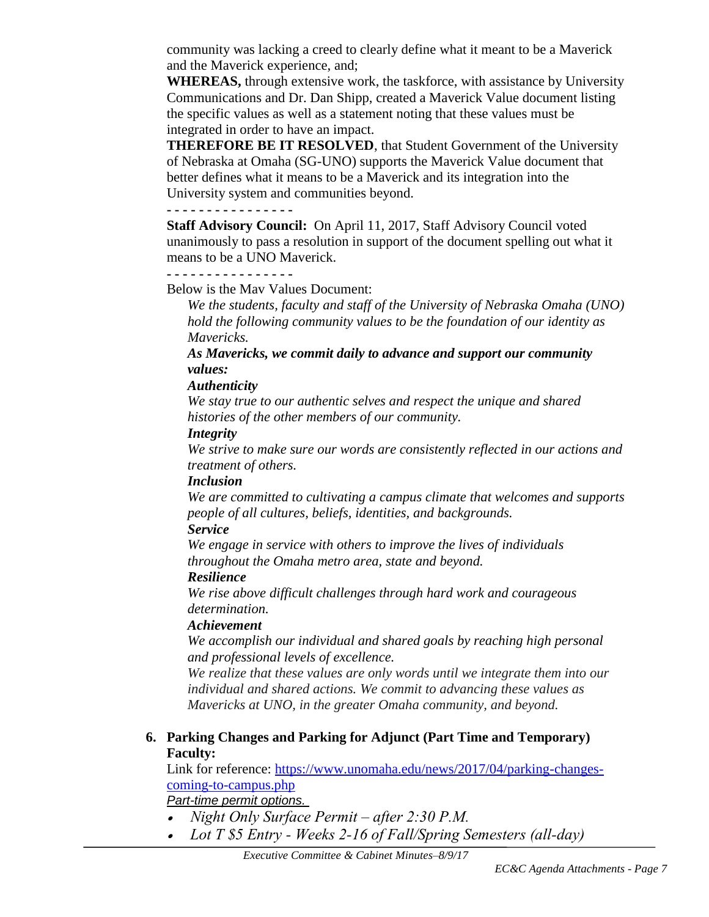community was lacking a creed to clearly define what it meant to be a Maverick and the Maverick experience, and;

**WHEREAS,** through extensive work, the taskforce, with assistance by University Communications and Dr. Dan Shipp, created a Maverick Value document listing the specific values as well as a statement noting that these values must be integrated in order to have an impact.

**THEREFORE BE IT RESOLVED**, that Student Government of the University of Nebraska at Omaha (SG-UNO) supports the Maverick Value document that better defines what it means to be a Maverick and its integration into the University system and communities beyond.

- - - - - - - - - - - - - - - -

**Staff Advisory Council:** On April 11, 2017, Staff Advisory Council voted unanimously to pass a resolution in support of the document spelling out what it means to be a UNO Maverick.

- - - - - - - - - - - - - - - -

Below is the Mav Values Document:

*We the students, faculty and staff of the University of Nebraska Omaha (UNO) hold the following community values to be the foundation of our identity as Mavericks.*

***As Mavericks, we commit daily to advance and support our community values:***

***Authenticity***

*We stay true to our authentic selves and respect the unique and shared histories of the other members of our community.*

***Integrity***

*We strive to make sure our words are consistently reflected in our actions and treatment of others.*

***Inclusion***

*We are committed to cultivating a campus climate that welcomes and supports people of all cultures, beliefs, identities, and backgrounds.*

***Service***

*We engage in service with others to improve the lives of individuals throughout the Omaha metro area, state and beyond.*

***Resilience***

*We rise above difficult challenges through hard work and courageous determination.*

***Achievement***

*We accomplish our individual and shared goals by reaching high personal and professional levels of excellence.*

*We realize that these values are only words until we integrate them into our individual and shared actions. We commit to advancing these values as Mavericks at UNO, in the greater Omaha community, and beyond.*

6. **Parking Changes and Parking for Adjunct (Part Time and Temporary) Faculty:**

   Link for reference: [https://www.unomaha.edu/news/2017/04/parking-changes-coming-to-campus.php](https://www.unomaha.edu/news/2017/04/parking-changes-coming-to-campus.php)

   *Part-time permit options.*

   - *Night Only Surface Permit – after 2:30 P.M.*
   - *Lot T $5 Entry - Weeks 2-16 of Fall/Spring Semesters (all-day)*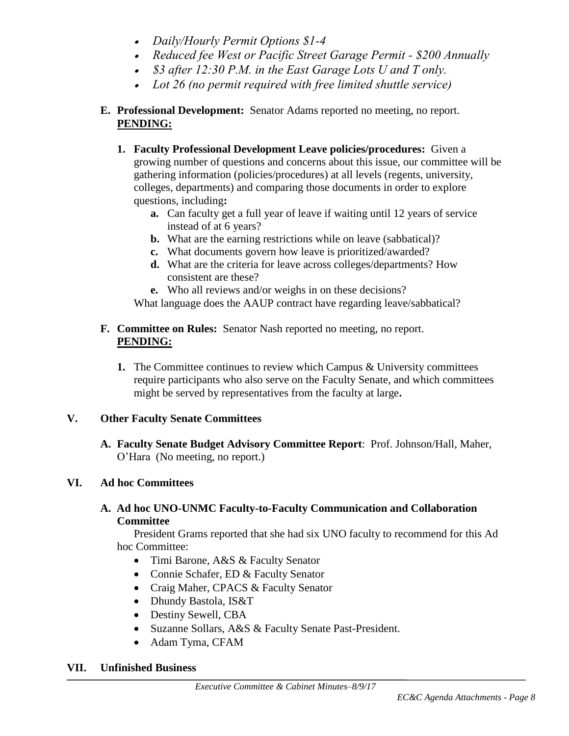- *Daily/Hourly Permit Options $1-4*
- *Reduced fee West or Pacific Street Garage Permit - $200 Annually*
- *$3 after 12:30 P.M. in the East Garage Lots U and T only.*
- *Lot 26 (no permit required with free limited shuttle service)*

**E. Professional Development:** Senator Adams reported no meeting, no report.
**PENDING:**

1. **Faculty Professional Development Leave policies/procedures:** Given a growing number of questions and concerns about this issue, our committee will be gathering information (policies/procedures) at all levels (regents, university, colleges, departments) and comparing those documents in order to explore questions, including**:**
    - **a.** Can faculty get a full year of leave if waiting until 12 years of service instead of at 6 years?
    - **b.** What are the earning restrictions while on leave (sabbatical)?
    - **c.** What documents govern how leave is prioritized/awarded?
    - **d.** What are the criteria for leave across colleges/departments? How consistent are these?
    - **e.** Who all reviews and/or weighs in on these decisions?

    What language does the AAUP contract have regarding leave/sabbatical?

**F. Committee on Rules:** Senator Nash reported no meeting, no report.
**PENDING:**

1. The Committee continues to review which Campus & University committees require participants who also serve on the Faculty Senate, and which committees might be served by representatives from the faculty at large**.**

## V. Other Faculty Senate Committees

**A. Faculty Senate Budget Advisory Committee Report**: Prof. Johnson/Hall, Maher, O'Hara (No meeting, no report.)

## VI. Ad hoc Committees

**A. Ad hoc UNO-UNMC Faculty-to-Faculty Communication and Collaboration Committee**

President Grams reported that she had six UNO faculty to recommend for this Ad hoc Committee:

- Timi Barone, A&S & Faculty Senator
- Connie Schafer, ED & Faculty Senator
- Craig Maher, CPACS & Faculty Senator
- Dhundy Bastola, IS&T
- Destiny Sewell, CBA
- Suzanne Sollars, A&S & Faculty Senate Past-President.
- Adam Tyma, CFAM

## VII. Unfinished Business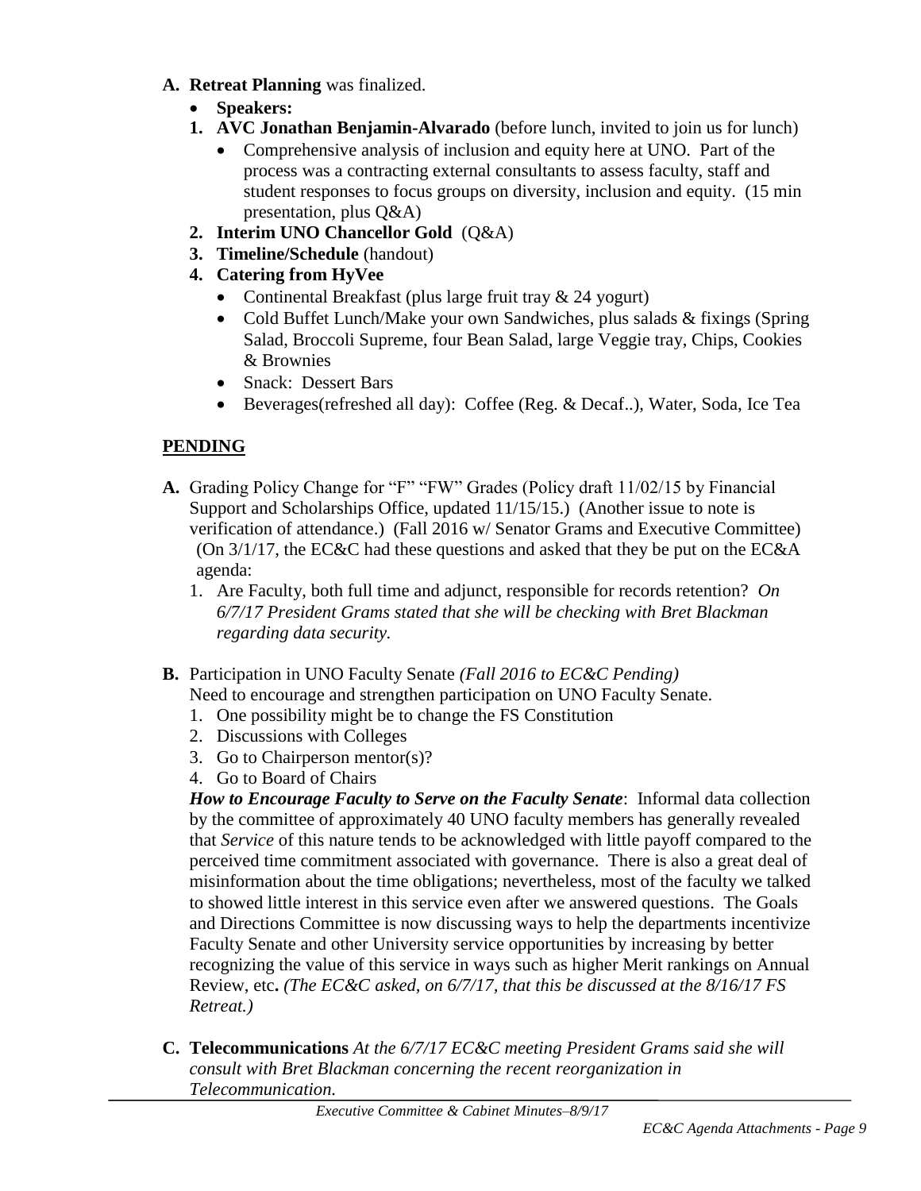**A. Retreat Planning** was finalized.

- **Speakers:**

1. **AVC Jonathan Benjamin-Alvarado** (before lunch, invited to join us for lunch)
    - Comprehensive analysis of inclusion and equity here at UNO. Part of the process was a contracting external consultants to assess faculty, staff and student responses to focus groups on diversity, inclusion and equity. (15 min presentation, plus Q&A)
2. **Interim UNO Chancellor Gold** (Q&A)
3. **Timeline/Schedule** (handout)
4. **Catering from HyVee**
    - Continental Breakfast (plus large fruit tray & 24 yogurt)
    - Cold Buffet Lunch/Make your own Sandwiches, plus salads & fixings (Spring Salad, Broccoli Supreme, four Bean Salad, large Veggie tray, Chips, Cookies & Brownies
    - Snack: Dessert Bars
    - Beverages(refreshed all day): Coffee (Reg. & Decaf..), Water, Soda, Ice Tea

## PENDING

**A.** Grading Policy Change for "F" "FW" Grades (Policy draft 11/02/15 by Financial Support and Scholarships Office, updated 11/15/15.) (Another issue to note is verification of attendance.) (Fall 2016 w/ Senator Grams and Executive Committee) (On 3/1/17, the EC&C had these questions and asked that they be put on the EC&A agenda:

1. Are Faculty, both full time and adjunct, responsible for records retention? *On 6/7/17 President Grams stated that she will be checking with Bret Blackman regarding data security.*

**B.** Participation in UNO Faculty Senate *(Fall 2016 to EC&C Pending)*
Need to encourage and strengthen participation on UNO Faculty Senate.

1. One possibility might be to change the FS Constitution
2. Discussions with Colleges
3. Go to Chairperson mentor(s)?
4. Go to Board of Chairs

***How to Encourage Faculty to Serve on the Faculty Senate***: Informal data collection by the committee of approximately 40 UNO faculty members has generally revealed that *Service* of this nature tends to be acknowledged with little payoff compared to the perceived time commitment associated with governance. There is also a great deal of misinformation about the time obligations; nevertheless, most of the faculty we talked to showed little interest in this service even after we answered questions. The Goals and Directions Committee is now discussing ways to help the departments incentivize Faculty Senate and other University service opportunities by increasing by better recognizing the value of this service in ways such as higher Merit rankings on Annual Review, etc**.** *(The EC&C asked, on 6/7/17, that this be discussed at the 8/16/17 FS Retreat.)*

**C. Telecommunications** *At the 6/7/17 EC&C meeting President Grams said she will consult with Bret Blackman concerning the recent reorganization in Telecommunication.*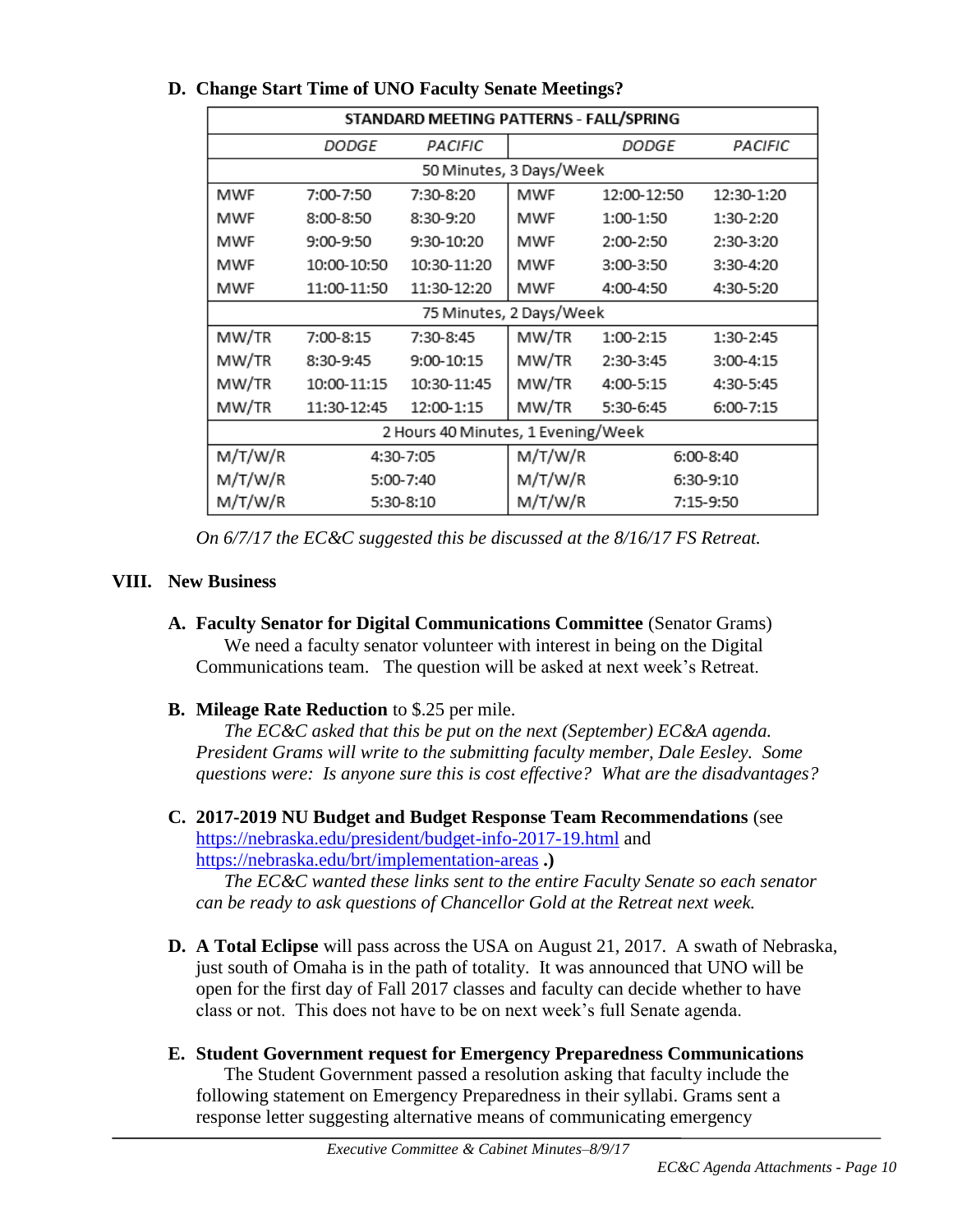**D. Change Start Time of UNO Faculty Senate Meetings?**

| STANDARD MEETING PATTERNS - FALL/SPRING | | | | | |
|---|---|---|---|---|---|
| | *DODGE* | *PACIFIC* | | *DODGE* | *PACIFIC* |
| 50 Minutes, 3 Days/Week | | | | | |
| MWF | 7:00-7:50 | 7:30-8:20 | MWF | 12:00-12:50 | 12:30-1:20 |
| MWF | 8:00-8:50 | 8:30-9:20 | MWF | 1:00-1:50 | 1:30-2:20 |
| MWF | 9:00-9:50 | 9:30-10:20 | MWF | 2:00-2:50 | 2:30-3:20 |
| MWF | 10:00-10:50 | 10:30-11:20 | MWF | 3:00-3:50 | 3:30-4:20 |
| MWF | 11:00-11:50 | 11:30-12:20 | MWF | 4:00-4:50 | 4:30-5:20 |
| 75 Minutes, 2 Days/Week | | | | | |
| MW/TR | 7:00-8:15 | 7:30-8:45 | MW/TR | 1:00-2:15 | 1:30-2:45 |
| MW/TR | 8:30-9:45 | 9:00-10:15 | MW/TR | 2:30-3:45 | 3:00-4:15 |
| MW/TR | 10:00-11:15 | 10:30-11:45 | MW/TR | 4:00-5:15 | 4:30-5:45 |
| MW/TR | 11:30-12:45 | 12:00-1:15 | MW/TR | 5:30-6:45 | 6:00-7:15 |
| 2 Hours 40 Minutes, 1 Evening/Week | | | | | |
| M/T/W/R | 4:30-7:05 | | M/T/W/R | 6:00-8:40 | |
| M/T/W/R | 5:00-7:40 | | M/T/W/R | 6:30-9:10 | |
| M/T/W/R | 5:30-8:10 | | M/T/W/R | 7:15-9:50 | |

*On 6/7/17 the EC&C suggested this be discussed at the 8/16/17 FS Retreat.*

## VIII. New Business

**A. Faculty Senator for Digital Communications Committee** (Senator Grams)
We need a faculty senator volunteer with interest in being on the Digital Communications team. The question will be asked at next week's Retreat.

**B. Mileage Rate Reduction** to $.25 per mile.
*The EC&C asked that this be put on the next (September) EC&A agenda. President Grams will write to the submitting faculty member, Dale Eesley. Some questions were: Is anyone sure this is cost effective? What are the disadvantages?*

**C. 2017-2019 NU Budget and Budget Response Team Recommendations** (see https://nebraska.edu/president/budget-info-2017-19.html and https://nebraska.edu/brt/implementation-areas **.)**
*The EC&C wanted these links sent to the entire Faculty Senate so each senator can be ready to ask questions of Chancellor Gold at the Retreat next week.*

**D. A Total Eclipse** will pass across the USA on August 21, 2017. A swath of Nebraska, just south of Omaha is in the path of totality. It was announced that UNO will be open for the first day of Fall 2017 classes and faculty can decide whether to have class or not. This does not have to be on next week's full Senate agenda.

**E. Student Government request for Emergency Preparedness Communications**
The Student Government passed a resolution asking that faculty include the following statement on Emergency Preparedness in their syllabi. Grams sent a response letter suggesting alternative means of communicating emergency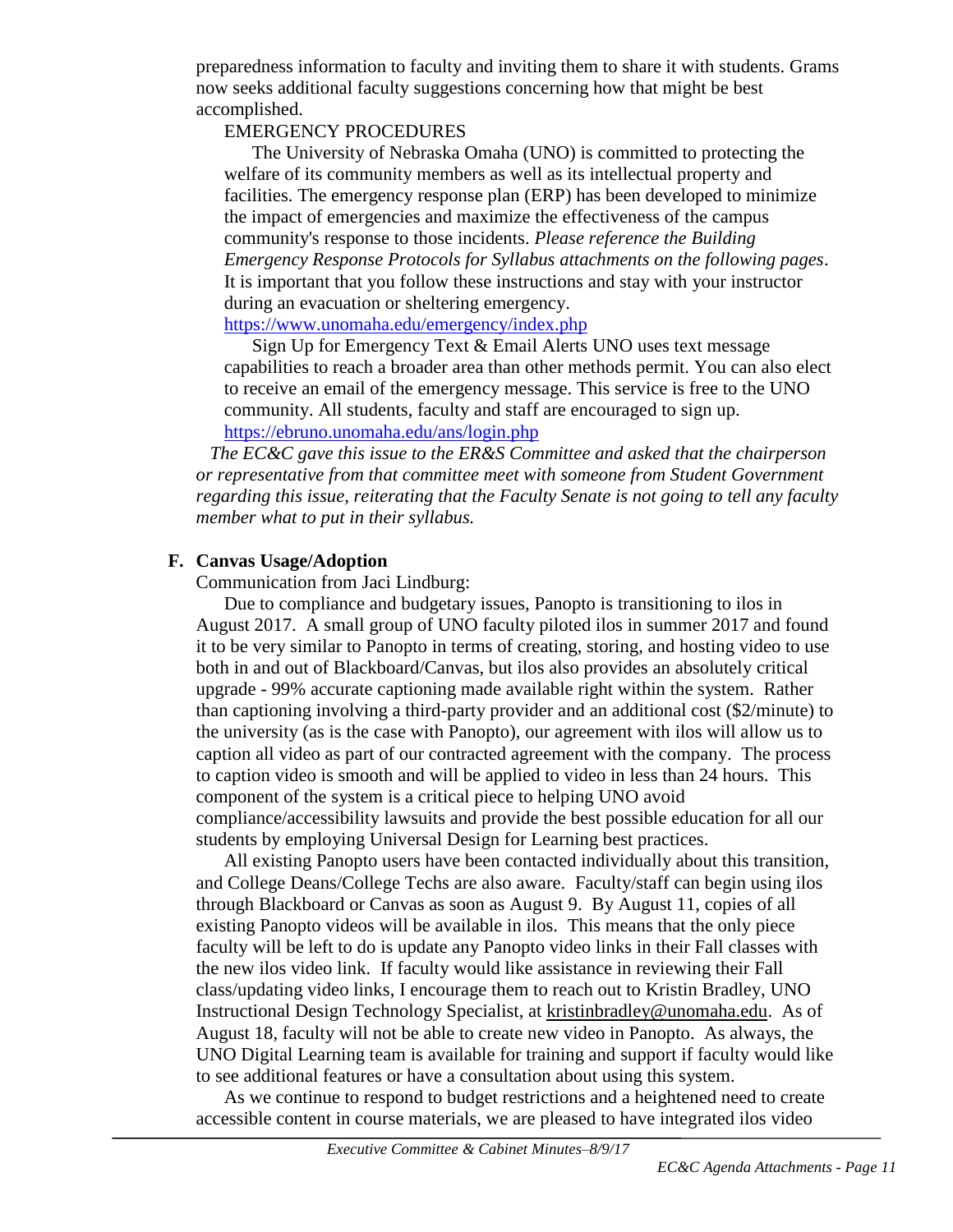preparedness information to faculty and inviting them to share it with students. Grams now seeks additional faculty suggestions concerning how that might be best accomplished.

EMERGENCY PROCEDURES

The University of Nebraska Omaha (UNO) is committed to protecting the welfare of its community members as well as its intellectual property and facilities. The emergency response plan (ERP) has been developed to minimize the impact of emergencies and maximize the effectiveness of the campus community's response to those incidents. *Please reference the Building Emergency Response Protocols for Syllabus attachments on the following pages*. It is important that you follow these instructions and stay with your instructor during an evacuation or sheltering emergency. https://www.unomaha.edu/emergency/index.php

Sign Up for Emergency Text & Email Alerts UNO uses text message capabilities to reach a broader area than other methods permit. You can also elect to receive an email of the emergency message. This service is free to the UNO community. All students, faculty and staff are encouraged to sign up. https://ebruno.unomaha.edu/ans/login.php

*The EC&C gave this issue to the ER&S Committee and asked that the chairperson or representative from that committee meet with someone from Student Government regarding this issue, reiterating that the Faculty Senate is not going to tell any faculty member what to put in their syllabus.*

**F. Canvas Usage/Adoption**

Communication from Jaci Lindburg:

Due to compliance and budgetary issues, Panopto is transitioning to ilos in August 2017. A small group of UNO faculty piloted ilos in summer 2017 and found it to be very similar to Panopto in terms of creating, storing, and hosting video to use both in and out of Blackboard/Canvas, but ilos also provides an absolutely critical upgrade - 99% accurate captioning made available right within the system. Rather than captioning involving a third-party provider and an additional cost ($2/minute) to the university (as is the case with Panopto), our agreement with ilos will allow us to caption all video as part of our contracted agreement with the company. The process to caption video is smooth and will be applied to video in less than 24 hours. This component of the system is a critical piece to helping UNO avoid compliance/accessibility lawsuits and provide the best possible education for all our students by employing Universal Design for Learning best practices.

All existing Panopto users have been contacted individually about this transition, and College Deans/College Techs are also aware. Faculty/staff can begin using ilos through Blackboard or Canvas as soon as August 9. By August 11, copies of all existing Panopto videos will be available in ilos. This means that the only piece faculty will be left to do is update any Panopto video links in their Fall classes with the new ilos video link. If faculty would like assistance in reviewing their Fall class/updating video links, I encourage them to reach out to Kristin Bradley, UNO Instructional Design Technology Specialist, at kristinbradley@unomaha.edu. As of August 18, faculty will not be able to create new video in Panopto. As always, the UNO Digital Learning team is available for training and support if faculty would like to see additional features or have a consultation about using this system.

As we continue to respond to budget restrictions and a heightened need to create accessible content in course materials, we are pleased to have integrated ilos video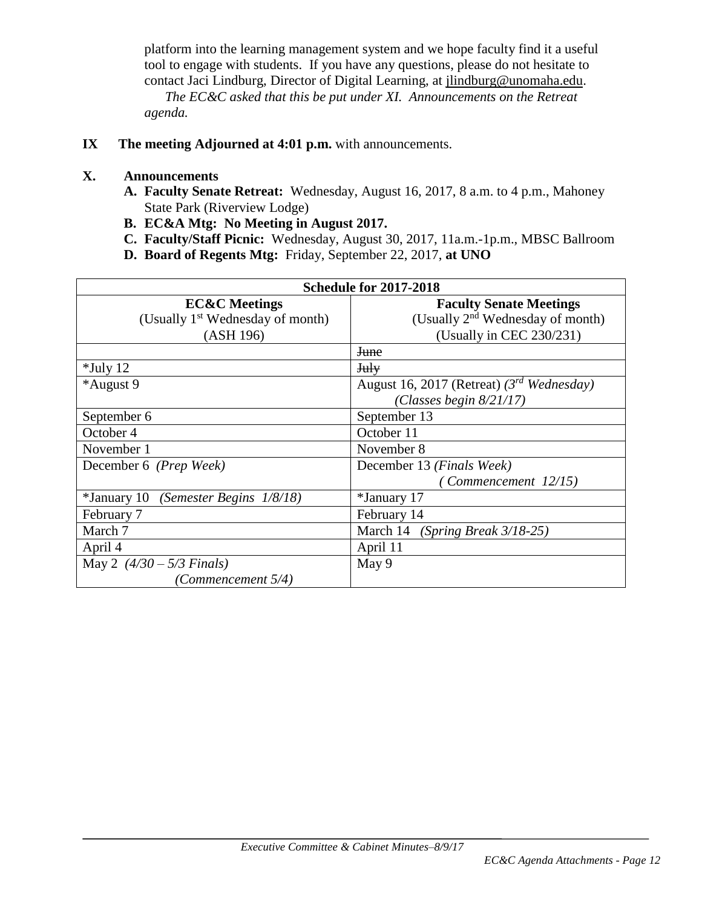platform into the learning management system and we hope faculty find it a useful tool to engage with students. If you have any questions, please do not hesitate to contact Jaci Lindburg, Director of Digital Learning, at jlindburg@unomaha.edu.

*The EC&C asked that this be put under XI. Announcements on the Retreat agenda.*

**IX The meeting Adjourned at 4:01 p.m.** with announcements.

**X. Announcements**

- **A. Faculty Senate Retreat:** Wednesday, August 16, 2017, 8 a.m. to 4 p.m., Mahoney State Park (Riverview Lodge)
- **B. EC&A Mtg: No Meeting in August 2017.**
- **C. Faculty/Staff Picnic:** Wednesday, August 30, 2017, 11a.m.-1p.m., MBSC Ballroom
- **D. Board of Regents Mtg:** Friday, September 22, 2017, **at UNO**

| **Schedule for 2017-2018** | |
|---|---|
| **EC&C Meetings** (Usually 1st Wednesday of month) (ASH 196) | **Faculty Senate Meetings** (Usually 2nd Wednesday of month) (Usually in CEC 230/231) |
| | ~~June~~ |
| *July 12 | ~~July~~ |
| *August 9 | August 16, 2017 (Retreat) *(3rd Wednesday)* *(Classes begin 8/21/17)* |
| September 6 | September 13 |
| October 4 | October 11 |
| November 1 | November 8 |
| December 6 *(Prep Week)* | December 13 *(Finals Week)* *(Commencement 12/15)* |
| *January 10 *(Semester Begins 1/8/18)* | *January 17 |
| February 7 | February 14 |
| March 7 | March 14 *(Spring Break 3/18-25)* |
| April 4 | April 11 |
| May 2 *(4/30 – 5/3 Finals)* *(Commencement 5/4)* | May 9 |